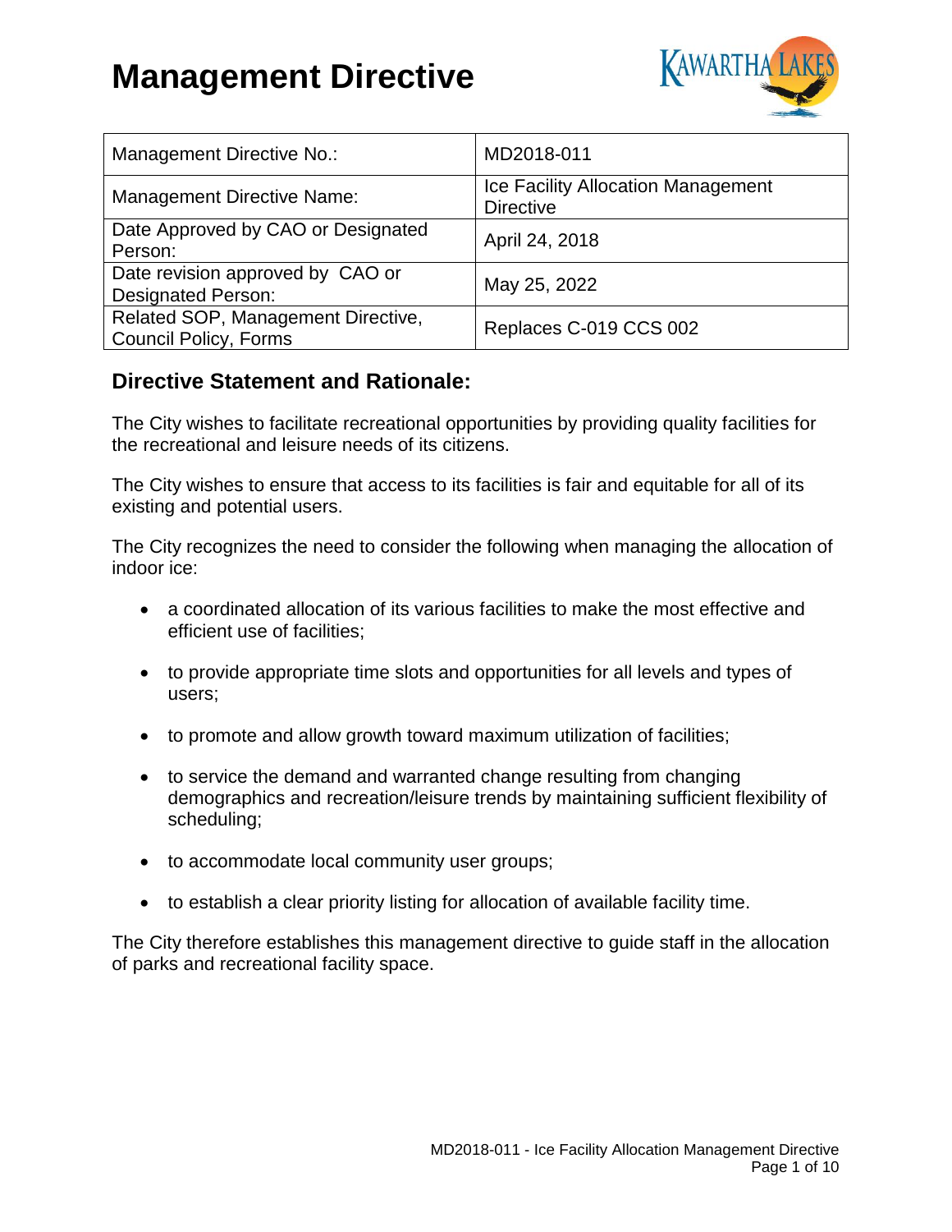# Management Directive

| Management Directive No.: | MD2018-011 |
|---|---|
| Management Directive Name: | Ice Facility Allocation Management Directive |
| Date Approved by CAO or Designated Person: | April 24, 2018 |
| Date revision approved by CAO or Designated Person: | May 25, 2022 |
| Related SOP, Management Directive, Council Policy, Forms | Replaces C-019 CCS 002 |

## Directive Statement and Rationale:

The City wishes to facilitate recreational opportunities by providing quality facilities for the recreational and leisure needs of its citizens.

The City wishes to ensure that access to its facilities is fair and equitable for all of its existing and potential users.

The City recognizes the need to consider the following when managing the allocation of indoor ice:

- a coordinated allocation of its various facilities to make the most effective and efficient use of facilities;
- to provide appropriate time slots and opportunities for all levels and types of users;
- to promote and allow growth toward maximum utilization of facilities;
- to service the demand and warranted change resulting from changing demographics and recreation/leisure trends by maintaining sufficient flexibility of scheduling;
- to accommodate local community user groups;
- to establish a clear priority listing for allocation of available facility time.

The City therefore establishes this management directive to guide staff in the allocation of parks and recreational facility space.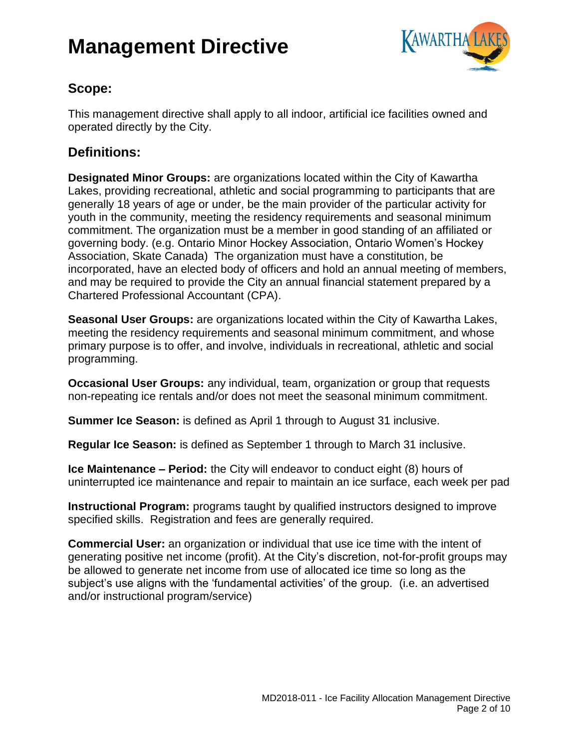# Management Directive

## Scope:

This management directive shall apply to all indoor, artificial ice facilities owned and operated directly by the City.

## Definitions:

**Designated Minor Groups:** are organizations located within the City of Kawartha Lakes, providing recreational, athletic and social programming to participants that are generally 18 years of age or under, be the main provider of the particular activity for youth in the community, meeting the residency requirements and seasonal minimum commitment. The organization must be a member in good standing of an affiliated or governing body. (e.g. Ontario Minor Hockey Association, Ontario Women's Hockey Association, Skate Canada) The organization must have a constitution, be incorporated, have an elected body of officers and hold an annual meeting of members, and may be required to provide the City an annual financial statement prepared by a Chartered Professional Accountant (CPA).

**Seasonal User Groups:** are organizations located within the City of Kawartha Lakes, meeting the residency requirements and seasonal minimum commitment, and whose primary purpose is to offer, and involve, individuals in recreational, athletic and social programming.

**Occasional User Groups:** any individual, team, organization or group that requests non-repeating ice rentals and/or does not meet the seasonal minimum commitment.

**Summer Ice Season:** is defined as April 1 through to August 31 inclusive.

**Regular Ice Season:** is defined as September 1 through to March 31 inclusive.

**Ice Maintenance – Period:** the City will endeavor to conduct eight (8) hours of uninterrupted ice maintenance and repair to maintain an ice surface, each week per pad

**Instructional Program:** programs taught by qualified instructors designed to improve specified skills. Registration and fees are generally required.

**Commercial User:** an organization or individual that use ice time with the intent of generating positive net income (profit). At the City's discretion, not-for-profit groups may be allowed to generate net income from use of allocated ice time so long as the subject's use aligns with the 'fundamental activities' of the group. (i.e. an advertised and/or instructional program/service)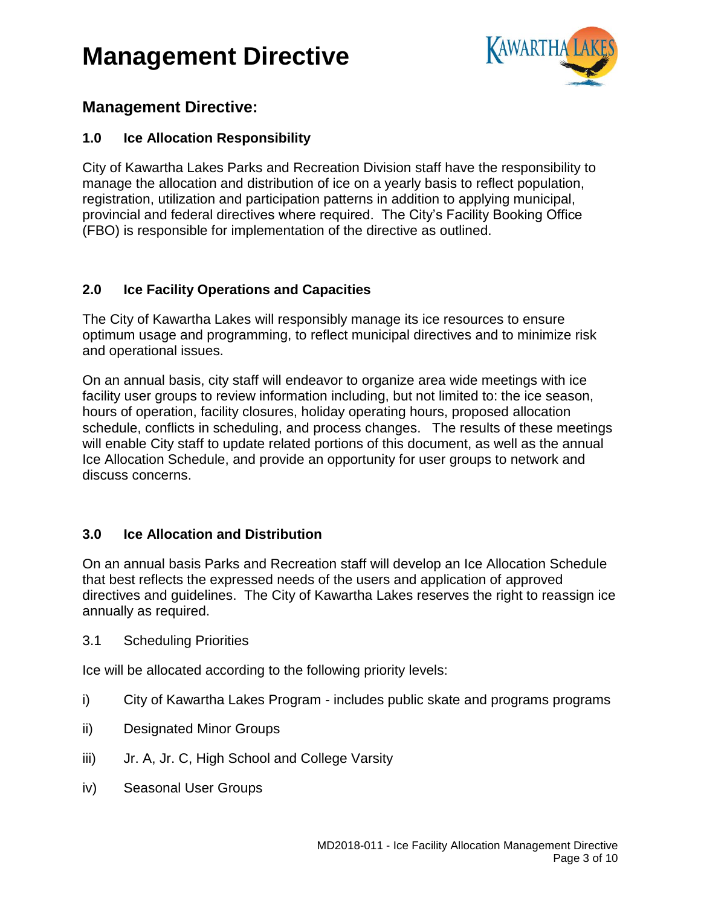## Management Directive:

### 1.0 Ice Allocation Responsibility

City of Kawartha Lakes Parks and Recreation Division staff have the responsibility to manage the allocation and distribution of ice on a yearly basis to reflect population, registration, utilization and participation patterns in addition to applying municipal, provincial and federal directives where required. The City's Facility Booking Office (FBO) is responsible for implementation of the directive as outlined.

### 2.0 Ice Facility Operations and Capacities

The City of Kawartha Lakes will responsibly manage its ice resources to ensure optimum usage and programming, to reflect municipal directives and to minimize risk and operational issues.

On an annual basis, city staff will endeavor to organize area wide meetings with ice facility user groups to review information including, but not limited to: the ice season, hours of operation, facility closures, holiday operating hours, proposed allocation schedule, conflicts in scheduling, and process changes. The results of these meetings will enable City staff to update related portions of this document, as well as the annual Ice Allocation Schedule, and provide an opportunity for user groups to network and discuss concerns.

### 3.0 Ice Allocation and Distribution

On an annual basis Parks and Recreation staff will develop an Ice Allocation Schedule that best reflects the expressed needs of the users and application of approved directives and guidelines. The City of Kawartha Lakes reserves the right to reassign ice annually as required.

3.1 Scheduling Priorities

Ice will be allocated according to the following priority levels:

i) City of Kawartha Lakes Program - includes public skate and programs programs

ii) Designated Minor Groups

iii) Jr. A, Jr. C, High School and College Varsity

iv) Seasonal User Groups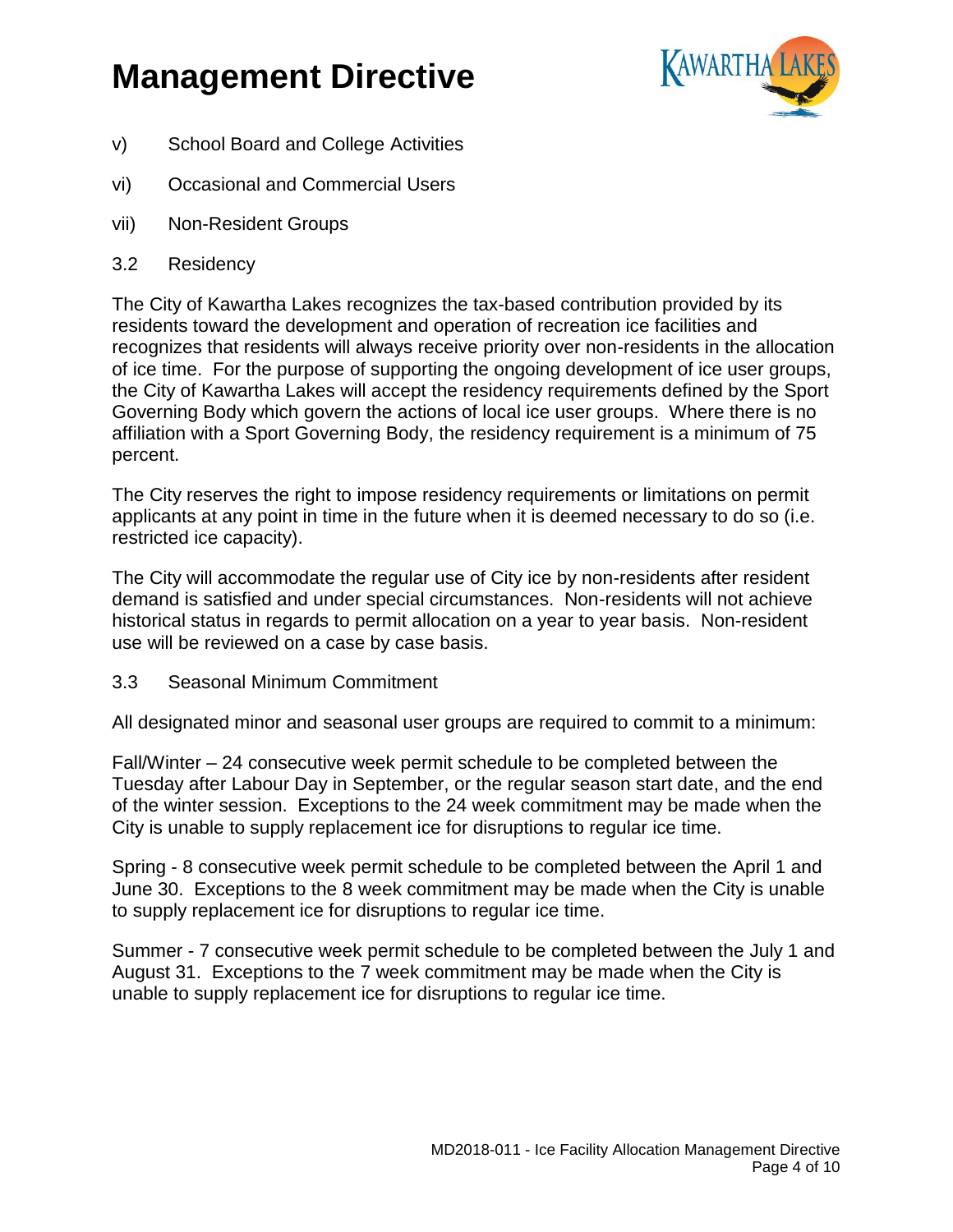v) School Board and College Activities

vi) Occasional and Commercial Users

vii) Non-Resident Groups

3.2 Residency

The City of Kawartha Lakes recognizes the tax-based contribution provided by its residents toward the development and operation of recreation ice facilities and recognizes that residents will always receive priority over non-residents in the allocation of ice time. For the purpose of supporting the ongoing development of ice user groups, the City of Kawartha Lakes will accept the residency requirements defined by the Sport Governing Body which govern the actions of local ice user groups. Where there is no affiliation with a Sport Governing Body, the residency requirement is a minimum of 75 percent.

The City reserves the right to impose residency requirements or limitations on permit applicants at any point in time in the future when it is deemed necessary to do so (i.e. restricted ice capacity).

The City will accommodate the regular use of City ice by non-residents after resident demand is satisfied and under special circumstances. Non-residents will not achieve historical status in regards to permit allocation on a year to year basis. Non-resident use will be reviewed on a case by case basis.

3.3 Seasonal Minimum Commitment

All designated minor and seasonal user groups are required to commit to a minimum:

Fall/Winter – 24 consecutive week permit schedule to be completed between the Tuesday after Labour Day in September, or the regular season start date, and the end of the winter session. Exceptions to the 24 week commitment may be made when the City is unable to supply replacement ice for disruptions to regular ice time.

Spring - 8 consecutive week permit schedule to be completed between the April 1 and June 30. Exceptions to the 8 week commitment may be made when the City is unable to supply replacement ice for disruptions to regular ice time.

Summer - 7 consecutive week permit schedule to be completed between the July 1 and August 31. Exceptions to the 7 week commitment may be made when the City is unable to supply replacement ice for disruptions to regular ice time.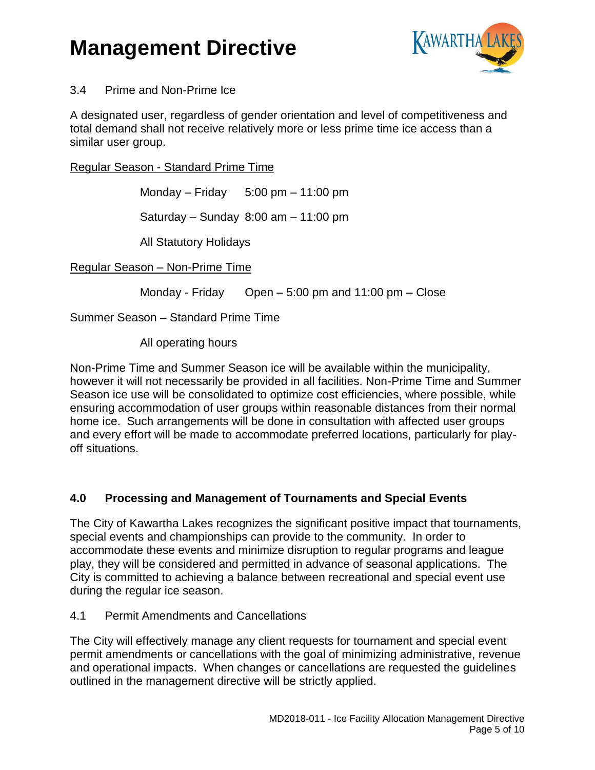3.4 Prime and Non-Prime Ice

A designated user, regardless of gender orientation and level of competitiveness and total demand shall not receive relatively more or less prime time ice access than a similar user group.

Regular Season - Standard Prime Time

Monday – Friday 5:00 pm – 11:00 pm

Saturday – Sunday 8:00 am – 11:00 pm

All Statutory Holidays

Regular Season – Non-Prime Time

Monday - Friday Open – 5:00 pm and 11:00 pm – Close

Summer Season – Standard Prime Time

All operating hours

Non-Prime Time and Summer Season ice will be available within the municipality, however it will not necessarily be provided in all facilities. Non-Prime Time and Summer Season ice use will be consolidated to optimize cost efficiencies, where possible, while ensuring accommodation of user groups within reasonable distances from their normal home ice. Such arrangements will be done in consultation with affected user groups and every effort will be made to accommodate preferred locations, particularly for play-off situations.

## 4.0 Processing and Management of Tournaments and Special Events

The City of Kawartha Lakes recognizes the significant positive impact that tournaments, special events and championships can provide to the community. In order to accommodate these events and minimize disruption to regular programs and league play, they will be considered and permitted in advance of seasonal applications. The City is committed to achieving a balance between recreational and special event use during the regular ice season.

4.1 Permit Amendments and Cancellations

The City will effectively manage any client requests for tournament and special event permit amendments or cancellations with the goal of minimizing administrative, revenue and operational impacts. When changes or cancellations are requested the guidelines outlined in the management directive will be strictly applied.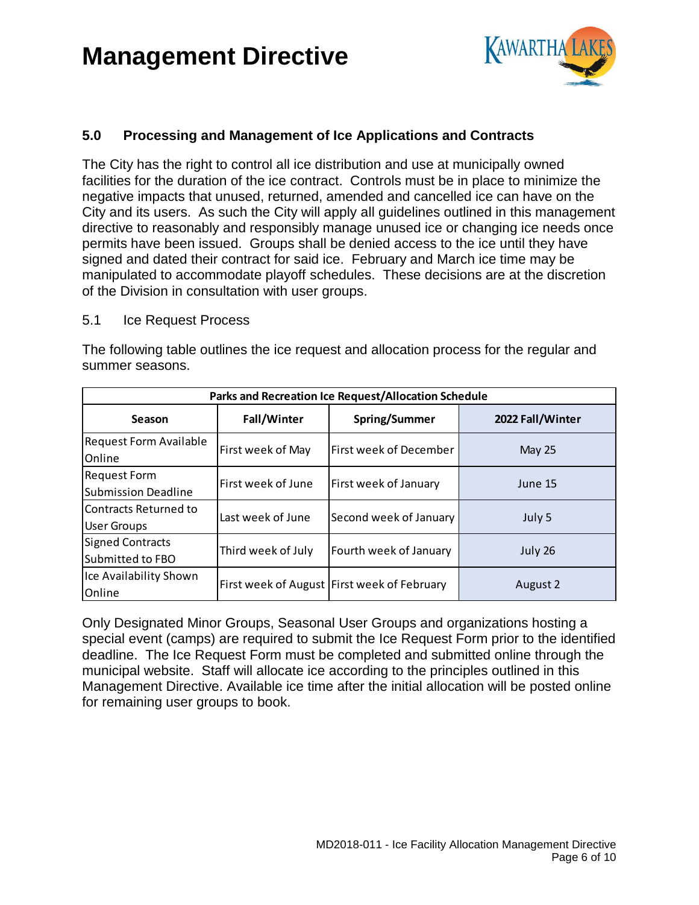# Management Directive

## 5.0 Processing and Management of Ice Applications and Contracts

The City has the right to control all ice distribution and use at municipally owned facilities for the duration of the ice contract. Controls must be in place to minimize the negative impacts that unused, returned, amended and cancelled ice can have on the City and its users. As such the City will apply all guidelines outlined in this management directive to reasonably and responsibly manage unused ice or changing ice needs once permits have been issued. Groups shall be denied access to the ice until they have signed and dated their contract for said ice. February and March ice time may be manipulated to accommodate playoff schedules. These decisions are at the discretion of the Division in consultation with user groups.

### 5.1 Ice Request Process

The following table outlines the ice request and allocation process for the regular and summer seasons.

| Parks and Recreation Ice Request/Allocation Schedule | | | |
|---|---|---|---|
| **Season** | **Fall/Winter** | **Spring/Summer** | **2022 Fall/Winter** |
| Request Form Available Online | First week of May | First week of December | May 25 |
| Request Form Submission Deadline | First week of June | First week of January | June 15 |
| Contracts Returned to User Groups | Last week of June | Second week of January | July 5 |
| Signed Contracts Submitted to FBO | Third week of July | Fourth week of January | July 26 |
| Ice Availability Shown Online | First week of August | First week of February | August 2 |

Only Designated Minor Groups, Seasonal User Groups and organizations hosting a special event (camps) are required to submit the Ice Request Form prior to the identified deadline. The Ice Request Form must be completed and submitted online through the municipal website. Staff will allocate ice according to the principles outlined in this Management Directive. Available ice time after the initial allocation will be posted online for remaining user groups to book.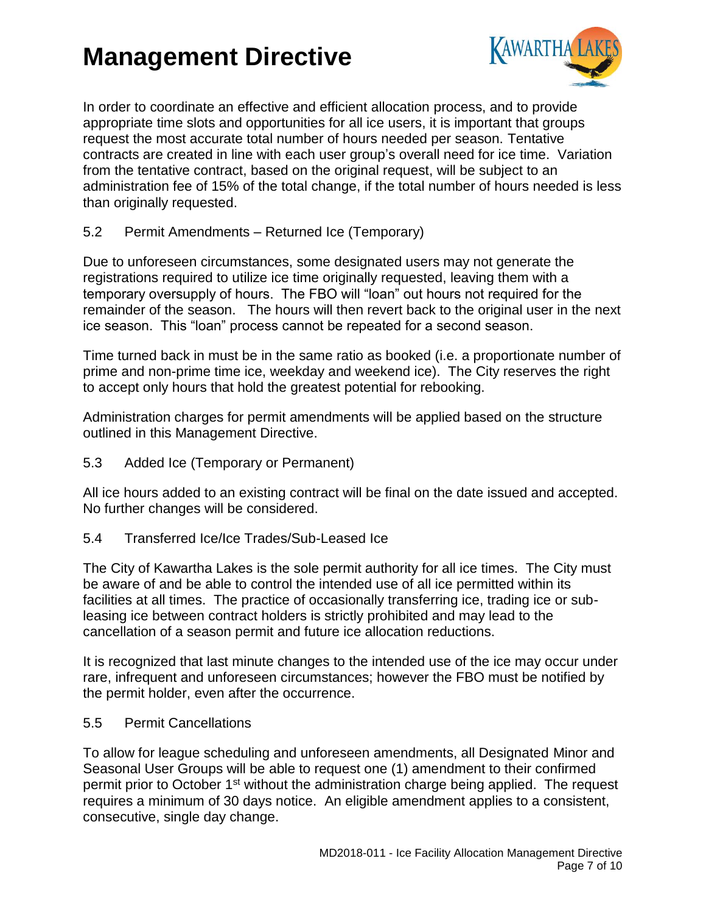In order to coordinate an effective and efficient allocation process, and to provide appropriate time slots and opportunities for all ice users, it is important that groups request the most accurate total number of hours needed per season. Tentative contracts are created in line with each user group's overall need for ice time. Variation from the tentative contract, based on the original request, will be subject to an administration fee of 15% of the total change, if the total number of hours needed is less than originally requested.

### 5.2 Permit Amendments – Returned Ice (Temporary)

Due to unforeseen circumstances, some designated users may not generate the registrations required to utilize ice time originally requested, leaving them with a temporary oversupply of hours. The FBO will "loan" out hours not required for the remainder of the season. The hours will then revert back to the original user in the next ice season. This "loan" process cannot be repeated for a second season.

Time turned back in must be in the same ratio as booked (i.e. a proportionate number of prime and non-prime time ice, weekday and weekend ice). The City reserves the right to accept only hours that hold the greatest potential for rebooking.

Administration charges for permit amendments will be applied based on the structure outlined in this Management Directive.

### 5.3 Added Ice (Temporary or Permanent)

All ice hours added to an existing contract will be final on the date issued and accepted. No further changes will be considered.

### 5.4 Transferred Ice/Ice Trades/Sub-Leased Ice

The City of Kawartha Lakes is the sole permit authority for all ice times. The City must be aware of and be able to control the intended use of all ice permitted within its facilities at all times. The practice of occasionally transferring ice, trading ice or sub-leasing ice between contract holders is strictly prohibited and may lead to the cancellation of a season permit and future ice allocation reductions.

It is recognized that last minute changes to the intended use of the ice may occur under rare, infrequent and unforeseen circumstances; however the FBO must be notified by the permit holder, even after the occurrence.

### 5.5 Permit Cancellations

To allow for league scheduling and unforeseen amendments, all Designated Minor and Seasonal User Groups will be able to request one (1) amendment to their confirmed permit prior to October 1st without the administration charge being applied. The request requires a minimum of 30 days notice. An eligible amendment applies to a consistent, consecutive, single day change.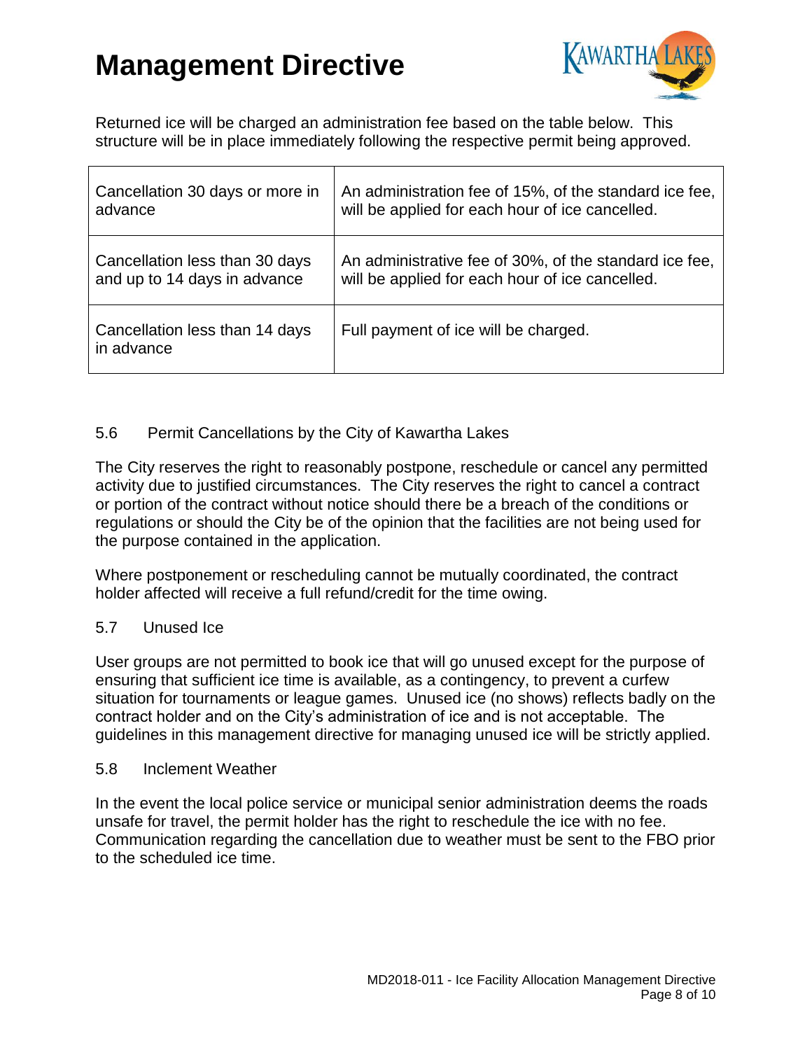Returned ice will be charged an administration fee based on the table below. This structure will be in place immediately following the respective permit being approved.

| | |
|---|---|
| Cancellation 30 days or more in advance | An administration fee of 15%, of the standard ice fee, will be applied for each hour of ice cancelled. |
| Cancellation less than 30 days and up to 14 days in advance | An administrative fee of 30%, of the standard ice fee, will be applied for each hour of ice cancelled. |
| Cancellation less than 14 days in advance | Full payment of ice will be charged. |

### 5.6 Permit Cancellations by the City of Kawartha Lakes

The City reserves the right to reasonably postpone, reschedule or cancel any permitted activity due to justified circumstances. The City reserves the right to cancel a contract or portion of the contract without notice should there be a breach of the conditions or regulations or should the City be of the opinion that the facilities are not being used for the purpose contained in the application.

Where postponement or rescheduling cannot be mutually coordinated, the contract holder affected will receive a full refund/credit for the time owing.

### 5.7 Unused Ice

User groups are not permitted to book ice that will go unused except for the purpose of ensuring that sufficient ice time is available, as a contingency, to prevent a curfew situation for tournaments or league games. Unused ice (no shows) reflects badly on the contract holder and on the City's administration of ice and is not acceptable. The guidelines in this management directive for managing unused ice will be strictly applied.

### 5.8 Inclement Weather

In the event the local police service or municipal senior administration deems the roads unsafe for travel, the permit holder has the right to reschedule the ice with no fee. Communication regarding the cancellation due to weather must be sent to the FBO prior to the scheduled ice time.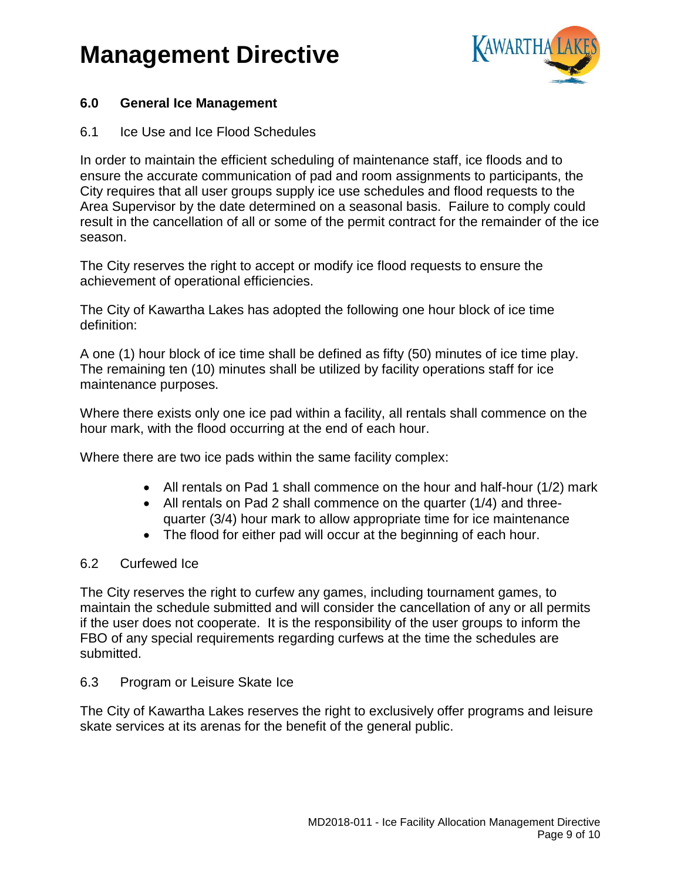## 6.0 General Ice Management

### 6.1 Ice Use and Ice Flood Schedules

In order to maintain the efficient scheduling of maintenance staff, ice floods and to ensure the accurate communication of pad and room assignments to participants, the City requires that all user groups supply ice use schedules and flood requests to the Area Supervisor by the date determined on a seasonal basis. Failure to comply could result in the cancellation of all or some of the permit contract for the remainder of the ice season.

The City reserves the right to accept or modify ice flood requests to ensure the achievement of operational efficiencies.

The City of Kawartha Lakes has adopted the following one hour block of ice time definition:

A one (1) hour block of ice time shall be defined as fifty (50) minutes of ice time play. The remaining ten (10) minutes shall be utilized by facility operations staff for ice maintenance purposes.

Where there exists only one ice pad within a facility, all rentals shall commence on the hour mark, with the flood occurring at the end of each hour.

Where there are two ice pads within the same facility complex:

- All rentals on Pad 1 shall commence on the hour and half-hour (1/2) mark
- All rentals on Pad 2 shall commence on the quarter (1/4) and three-quarter (3/4) hour mark to allow appropriate time for ice maintenance
- The flood for either pad will occur at the beginning of each hour.

### 6.2 Curfewed Ice

The City reserves the right to curfew any games, including tournament games, to maintain the schedule submitted and will consider the cancellation of any or all permits if the user does not cooperate. It is the responsibility of the user groups to inform the FBO of any special requirements regarding curfews at the time the schedules are submitted.

### 6.3 Program or Leisure Skate Ice

The City of Kawartha Lakes reserves the right to exclusively offer programs and leisure skate services at its arenas for the benefit of the general public.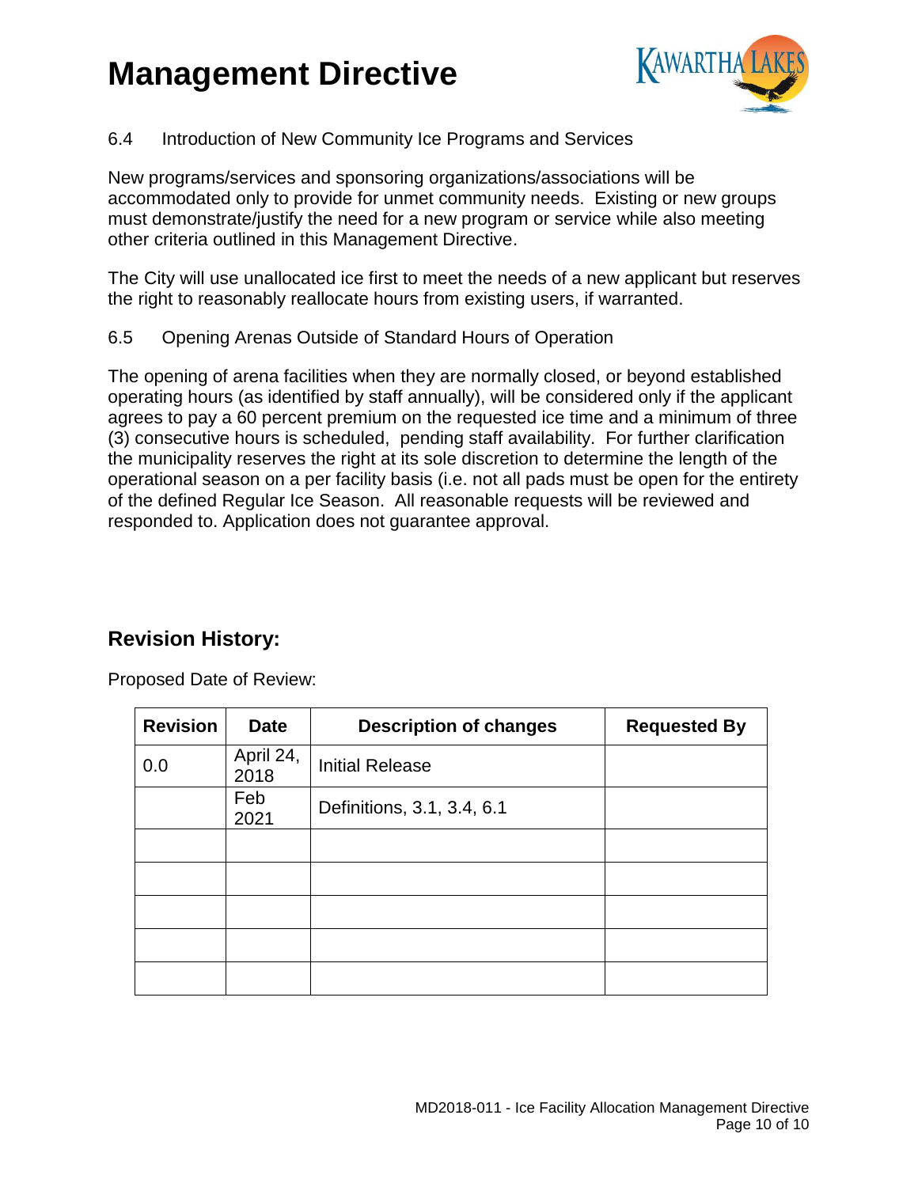6.4 Introduction of New Community Ice Programs and Services

New programs/services and sponsoring organizations/associations will be accommodated only to provide for unmet community needs. Existing or new groups must demonstrate/justify the need for a new program or service while also meeting other criteria outlined in this Management Directive.

The City will use unallocated ice first to meet the needs of a new applicant but reserves the right to reasonably reallocate hours from existing users, if warranted.

6.5 Opening Arenas Outside of Standard Hours of Operation

The opening of arena facilities when they are normally closed, or beyond established operating hours (as identified by staff annually), will be considered only if the applicant agrees to pay a 60 percent premium on the requested ice time and a minimum of three (3) consecutive hours is scheduled, pending staff availability. For further clarification the municipality reserves the right at its sole discretion to determine the length of the operational season on a per facility basis (i.e. not all pads must be open for the entirety of the defined Regular Ice Season. All reasonable requests will be reviewed and responded to. Application does not guarantee approval.

## Revision History:

Proposed Date of Review:

| Revision | Date | Description of changes | Requested By |
|---|---|---|---|
| 0.0 | April 24, 2018 | Initial Release | |
| | Feb 2021 | Definitions, 3.1, 3.4, 6.1 | |
| | | | |
| | | | |
| | | | |
| | | | |
| | | | |